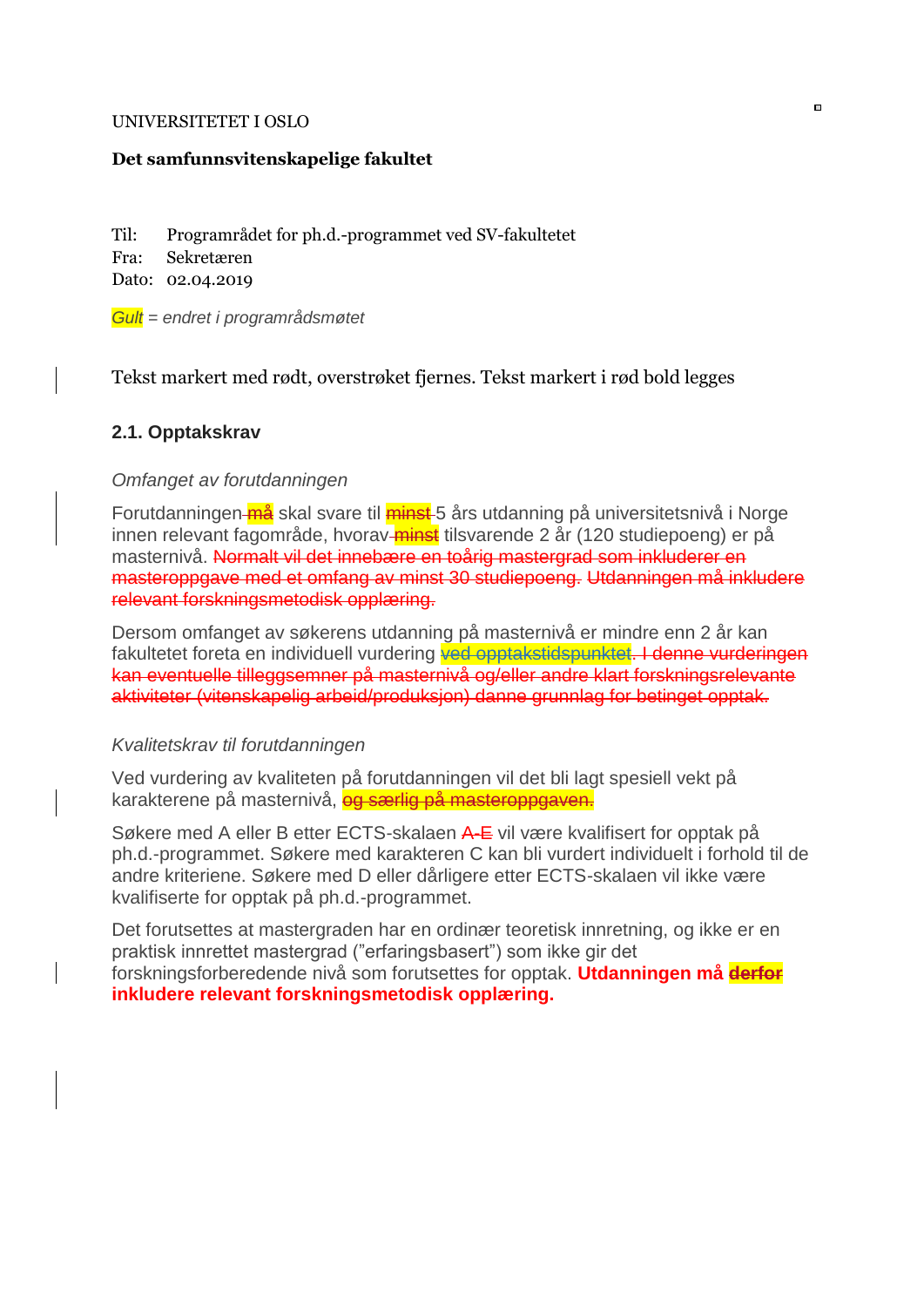UNIVERSITETET I OSLO

**Det samfunnsvitenskapelige fakultet**

Til: Programrådet for ph.d.-programmet ved SV-fakultetet
Fra: Sekretæren
Dato: 02.04.2019

*Gult = endret i programrådsmøtet*

Tekst markert med rødt, overstrøket fjernes. Tekst markert i rød bold legges

## 2.1. Opptakskrav

*Omfanget av forutdanningen*

Forutdanningen ~~må~~ skal svare til ~~minst~~ 5 års utdanning på universitetsnivå i Norge innen relevant fagområde, hvorav ~~minst~~ tilsvarende 2 år (120 studiepoeng) er på masternivå. ~~Normalt vil det innebære en toårig mastergrad som inkluderer en masteroppgave med et omfang av minst 30 studiepoeng.~~ ~~Utdanningen må inkludere relevant forskningsmetodisk opplæring.~~

Dersom omfanget av søkerens utdanning på masternivå er mindre enn 2 år kan fakultetet foreta en individuell vurdering ~~ved opptakstidspunktet~~. ~~I denne vurderingen kan eventuelle tilleggsemner på masternivå og/eller andre klart forskningsrelevante aktiviteter (vitenskapelig arbeid/produksjon) danne grunnlag for betinget opptak.~~

*Kvalitetskrav til forutdanningen*

Ved vurdering av kvaliteten på forutdanningen vil det bli lagt spesiell vekt på karakterene på masternivå, ~~og særlig på masteroppgaven.~~

Søkere med A eller B etter ECTS-skalaen ~~A-E~~ vil være kvalifisert for opptak på ph.d.-programmet. Søkere med karakteren C kan bli vurdert individuelt i forhold til de andre kriteriene. Søkere med D eller dårligere etter ECTS-skalaen vil ikke være kvalifiserte for opptak på ph.d.-programmet.

Det forutsettes at mastergraden har en ordinær teoretisk innretning, og ikke er en praktisk innrettet mastergrad ("erfaringsbasert") som ikke gir det forskningsforberedende nivå som forutsettes for opptak. **Utdanningen må ~~derfor~~ inkludere relevant forskningsmetodisk opplæring.**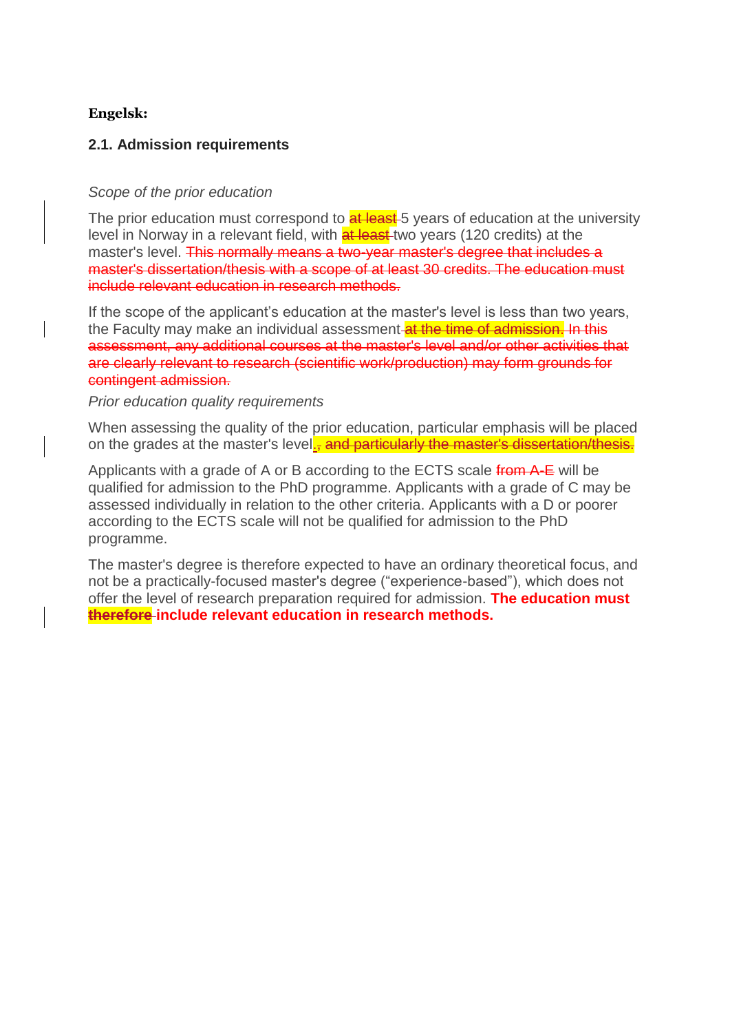**Engelsk:**

### 2.1. Admission requirements

*Scope of the prior education*

The prior education must correspond to ~~at least~~ 5 years of education at the university level in Norway in a relevant field, with ~~at least~~ two years (120 credits) at the master's level. ~~This normally means a two-year master's degree that includes a master's dissertation/thesis with a scope of at least 30 credits. The education must include relevant education in research methods.~~

If the scope of the applicant's education at the master's level is less than two years, the Faculty may make an individual assessment ~~at the time of admission. In this assessment, any additional courses at the master's level and/or other activities that are clearly relevant to research (scientific work/production) may form grounds for contingent admission.~~

*Prior education quality requirements*

When assessing the quality of the prior education, particular emphasis will be placed on the grades at the master's level.~~, and particularly the master's dissertation/thesis.~~

Applicants with a grade of A or B according to the ECTS scale ~~from A-E~~ will be qualified for admission to the PhD programme. Applicants with a grade of C may be assessed individually in relation to the other criteria. Applicants with a D or poorer according to the ECTS scale will not be qualified for admission to the PhD programme.

The master's degree is therefore expected to have an ordinary theoretical focus, and not be a practically-focused master's degree ("experience-based"), which does not offer the level of research preparation required for admission. **The education must ~~therefore~~ include relevant education in research methods.**